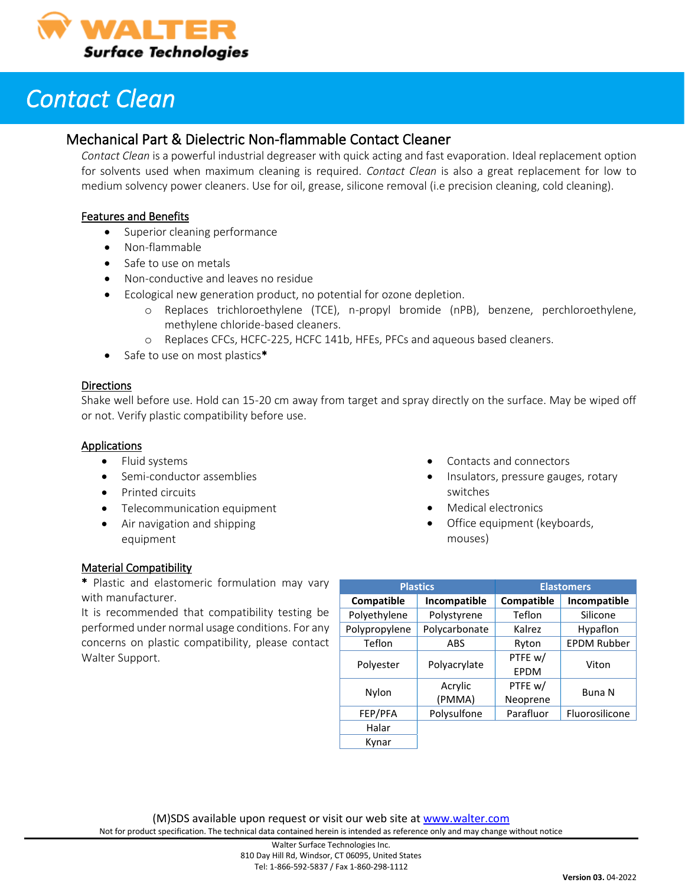WALTER
Surface Technologies

# *Contact Clean*

## Mechanical Part & Dielectric Non-flammable Contact Cleaner

*Contact Clean* is a powerful industrial degreaser with quick acting and fast evaporation. Ideal replacement option for solvents used when maximum cleaning is required. *Contact Clean* is also a great replacement for low to medium solvency power cleaners. Use for oil, grease, silicone removal (i.e precision cleaning, cold cleaning).

### Features and Benefits

- Superior cleaning performance
- Non-flammable
- Safe to use on metals
- Non-conductive and leaves no residue
- Ecological new generation product, no potential for ozone depletion.
  - Replaces trichloroethylene (TCE), n-propyl bromide (nPB), benzene, perchloroethylene, methylene chloride-based cleaners.
  - Replaces CFCs, HCFC-225, HCFC 141b, HFEs, PFCs and aqueous based cleaners.
- Safe to use on most plastics**\***

### Directions

Shake well before use. Hold can 15-20 cm away from target and spray directly on the surface. May be wiped off or not. Verify plastic compatibility before use.

### Applications

- Fluid systems
- Semi-conductor assemblies
- Printed circuits
- Telecommunication equipment
- Air navigation and shipping equipment
- Contacts and connectors
- Insulators, pressure gauges, rotary switches
- Medical electronics
- Office equipment (keyboards, mouses)

### Material Compatibility

**\*** Plastic and elastomeric formulation may vary with manufacturer.
It is recommended that compatibility testing be performed under normal usage conditions. For any concerns on plastic compatibility, please contact Walter Support.

| Plastics | | Elastomers | |
|---|---|---|---|
| **Compatible** | **Incompatible** | **Compatible** | **Incompatible** |
| Polyethylene | Polystyrene | Teflon | Silicone |
| Polypropylene | Polycarbonate | Kalrez | Hypaflon |
| Teflon | ABS | Ryton | EPDM Rubber |
| Polyester | Polyacrylate | PTFE w/ EPDM | Viton |
| Nylon | Acrylic (PMMA) | PTFE w/ Neoprene | Buna N |
| FEP/PFA | Polysulfone | Parafluor | Fluorosilicone |
| Halar | | | |
| Kynar | | | |

(M)SDS available upon request or visit our web site at www.walter.com

Not for product specification. The technical data contained herein is intended as reference only and may change without notice

Walter Surface Technologies Inc.
810 Day Hill Rd, Windsor, CT 06095, United States
Tel: 1-866-592-5837 / Fax 1-860-298-1112

**Version 03.** 04-2022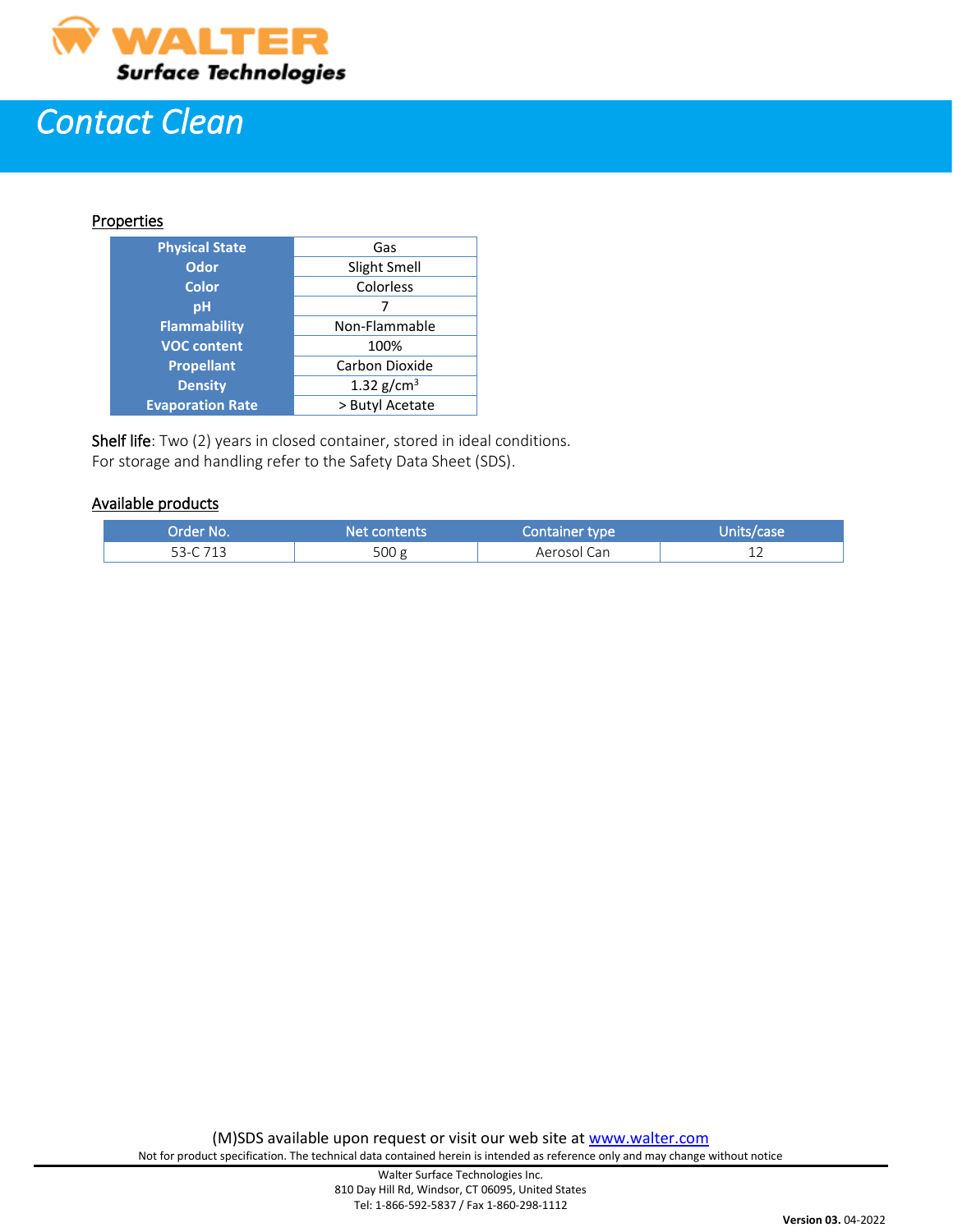# Contact Clean

## Properties

| | |
|---|---|
| **Physical State** | Gas |
| **Odor** | Slight Smell |
| **Color** | Colorless |
| **pH** | 7 |
| **Flammability** | Non-Flammable |
| **VOC content** | 100% |
| **Propellant** | Carbon Dioxide |
| **Density** | 1.32 g/cm$^3$ |
| **Evaporation Rate** | > Butyl Acetate |

Shelf life: Two (2) years in closed container, stored in ideal conditions.
For storage and handling refer to the Safety Data Sheet (SDS).

## Available products

| Order No. | Net contents | Container type | Units/case |
|---|---|---|---|
| 53-C 713 | 500 g | Aerosol Can | 12 |

(M)SDS available upon request or visit our web site at www.walter.com

Not for product specification. The technical data contained herein is intended as reference only and may change without notice

Walter Surface Technologies Inc.
810 Day Hill Rd, Windsor, CT 06095, United States
Tel: 1-866-592-5837 / Fax 1-860-298-1112

**Version 03.** 04-2022